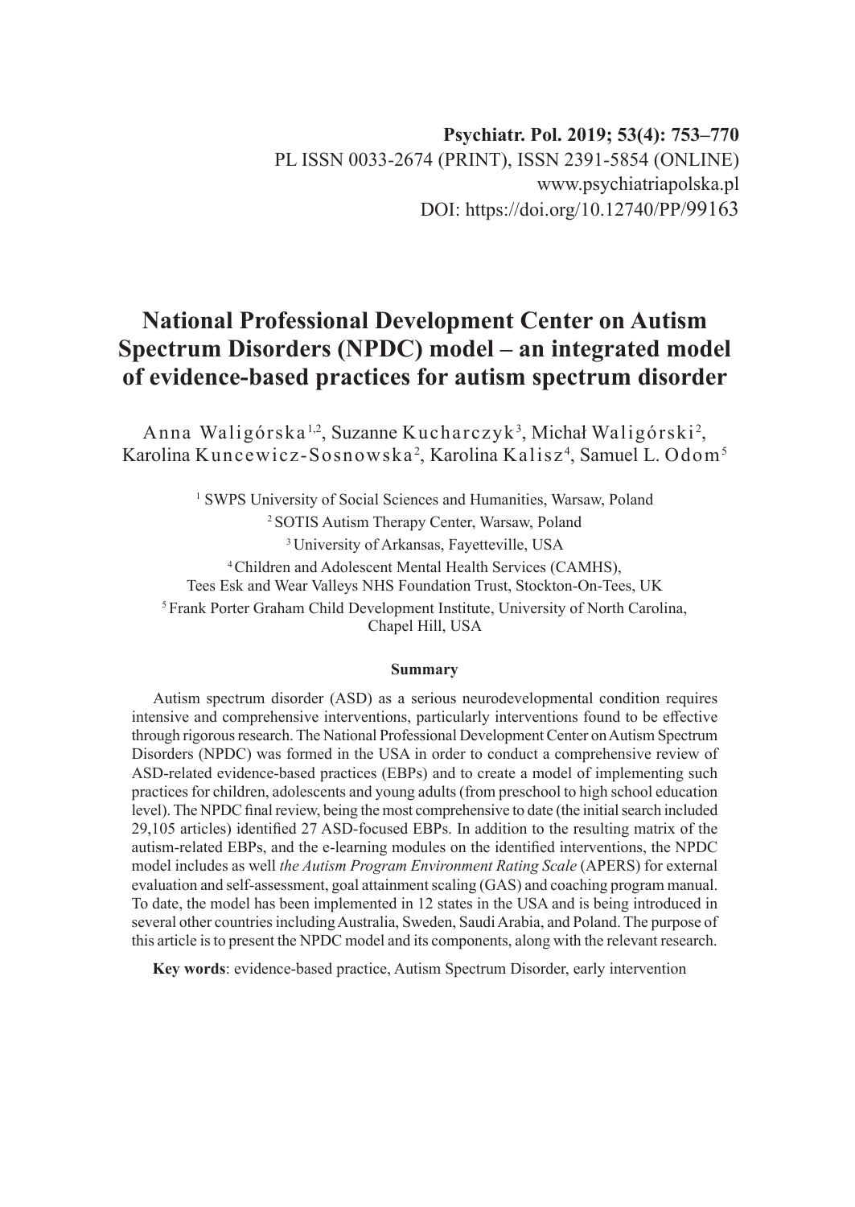Psychiatr. Pol. 2019; 53(4): 753–770

PL ISSN 0033-2674 (PRINT), ISSN 2391-5854 (ONLINE)

www.psychiatriapolska.pl

DOI: https://doi.org/10.12740/PP/99163

# National Professional Development Center on Autism Spectrum Disorders (NPDC) model – an integrated model of evidence-based practices for autism spectrum disorder

Anna Waligórska[1,2], Suzanne Kucharczyk[3], Michał Waligórski[2], Karolina Kuncewicz-Sosnowska[2], Karolina Kalisz[4], Samuel L. Odom[5]

[1] SWPS University of Social Sciences and Humanities, Warsaw, Poland

[2] SOTIS Autism Therapy Center, Warsaw, Poland

[3] University of Arkansas, Fayetteville, USA

[4] Children and Adolescent Mental Health Services (CAMHS), Tees Esk and Wear Valleys NHS Foundation Trust, Stockton-On-Tees, UK

[5] Frank Porter Graham Child Development Institute, University of North Carolina, Chapel Hill, USA

### Summary

Autism spectrum disorder (ASD) as a serious neurodevelopmental condition requires intensive and comprehensive interventions, particularly interventions found to be effective through rigorous research. The National Professional Development Center on Autism Spectrum Disorders (NPDC) was formed in the USA in order to conduct a comprehensive review of ASD-related evidence-based practices (EBPs) and to create a model of implementing such practices for children, adolescents and young adults (from preschool to high school education level). The NPDC final review, being the most comprehensive to date (the initial search included 29,105 articles) identified 27 ASD-focused EBPs. In addition to the resulting matrix of the autism-related EBPs, and the e-learning modules on the identified interventions, the NPDC model includes as well *the Autism Program Environment Rating Scale* (APERS) for external evaluation and self-assessment, goal attainment scaling (GAS) and coaching program manual. To date, the model has been implemented in 12 states in the USA and is being introduced in several other countries including Australia, Sweden, Saudi Arabia, and Poland. The purpose of this article is to present the NPDC model and its components, along with the relevant research.

**Key words**: evidence-based practice, Autism Spectrum Disorder, early intervention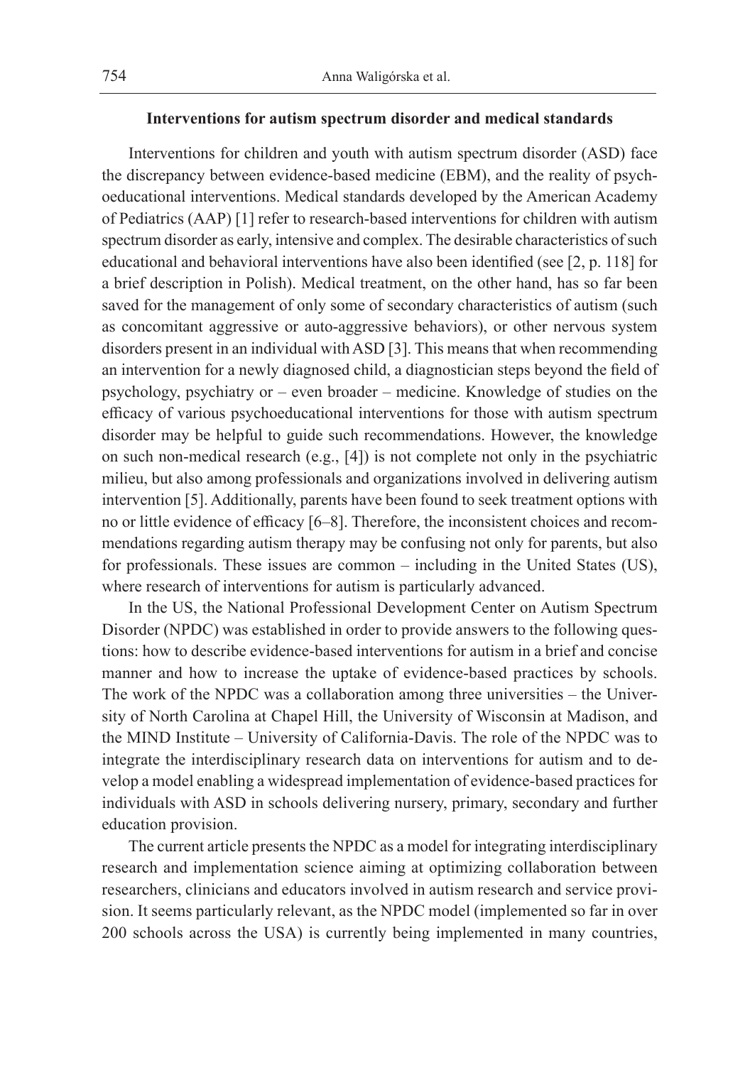## Interventions for autism spectrum disorder and medical standards

Interventions for children and youth with autism spectrum disorder (ASD) face the discrepancy between evidence-based medicine (EBM), and the reality of psychoeducational interventions. Medical standards developed by the American Academy of Pediatrics (AAP) [1] refer to research-based interventions for children with autism spectrum disorder as early, intensive and complex. The desirable characteristics of such educational and behavioral interventions have also been identified (see [2, p. 118] for a brief description in Polish). Medical treatment, on the other hand, has so far been saved for the management of only some of secondary characteristics of autism (such as concomitant aggressive or auto-aggressive behaviors), or other nervous system disorders present in an individual with ASD [3]. This means that when recommending an intervention for a newly diagnosed child, a diagnostician steps beyond the field of psychology, psychiatry or – even broader – medicine. Knowledge of studies on the efficacy of various psychoeducational interventions for those with autism spectrum disorder may be helpful to guide such recommendations. However, the knowledge on such non-medical research (e.g., [4]) is not complete not only in the psychiatric milieu, but also among professionals and organizations involved in delivering autism intervention [5]. Additionally, parents have been found to seek treatment options with no or little evidence of efficacy [6–8]. Therefore, the inconsistent choices and recommendations regarding autism therapy may be confusing not only for parents, but also for professionals. These issues are common – including in the United States (US), where research of interventions for autism is particularly advanced.

In the US, the National Professional Development Center on Autism Spectrum Disorder (NPDC) was established in order to provide answers to the following questions: how to describe evidence-based interventions for autism in a brief and concise manner and how to increase the uptake of evidence-based practices by schools. The work of the NPDC was a collaboration among three universities – the University of North Carolina at Chapel Hill, the University of Wisconsin at Madison, and the MIND Institute – University of California-Davis. The role of the NPDC was to integrate the interdisciplinary research data on interventions for autism and to develop a model enabling a widespread implementation of evidence-based practices for individuals with ASD in schools delivering nursery, primary, secondary and further education provision.

The current article presents the NPDC as a model for integrating interdisciplinary research and implementation science aiming at optimizing collaboration between researchers, clinicians and educators involved in autism research and service provision. It seems particularly relevant, as the NPDC model (implemented so far in over 200 schools across the USA) is currently being implemented in many countries,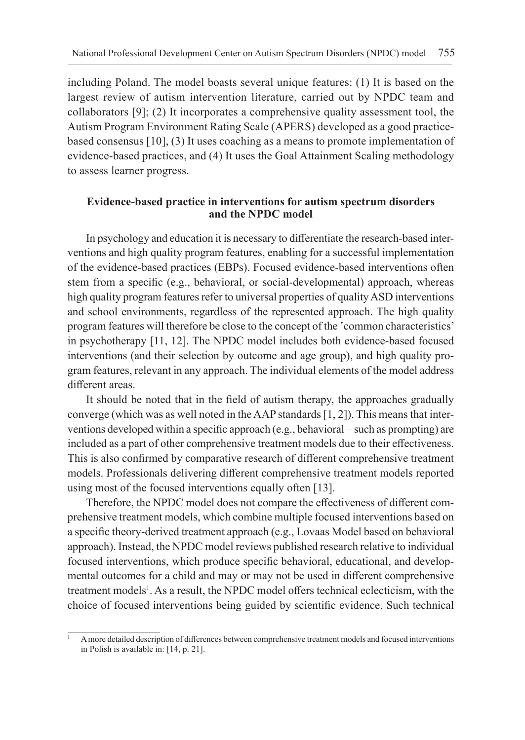including Poland. The model boasts several unique features: (1) It is based on the largest review of autism intervention literature, carried out by NPDC team and collaborators [9]; (2) It incorporates a comprehensive quality assessment tool, the Autism Program Environment Rating Scale (APERS) developed as a good practice-based consensus [10], (3) It uses coaching as a means to promote implementation of evidence-based practices, and (4) It uses the Goal Attainment Scaling methodology to assess learner progress.

## Evidence-based practice in interventions for autism spectrum disorders and the NPDC model

In psychology and education it is necessary to differentiate the research-based interventions and high quality program features, enabling for a successful implementation of the evidence-based practices (EBPs). Focused evidence-based interventions often stem from a specific (e.g., behavioral, or social-developmental) approach, whereas high quality program features refer to universal properties of quality ASD interventions and school environments, regardless of the represented approach. The high quality program features will therefore be close to the concept of the ʽcommon characteristics' in psychotherapy [11, 12]. The NPDC model includes both evidence-based focused interventions (and their selection by outcome and age group), and high quality program features, relevant in any approach. The individual elements of the model address different areas.

It should be noted that in the field of autism therapy, the approaches gradually converge (which was as well noted in the AAP standards [1, 2]). This means that interventions developed within a specific approach (e.g., behavioral – such as prompting) are included as a part of other comprehensive treatment models due to their effectiveness. This is also confirmed by comparative research of different comprehensive treatment models. Professionals delivering different comprehensive treatment models reported using most of the focused interventions equally often [13].

Therefore, the NPDC model does not compare the effectiveness of different comprehensive treatment models, which combine multiple focused interventions based on a specific theory-derived treatment approach (e.g., Lovaas Model based on behavioral approach). Instead, the NPDC model reviews published research relative to individual focused interventions, which produce specific behavioral, educational, and developmental outcomes for a child and may or may not be used in different comprehensive treatment models[1]. As a result, the NPDC model offers technical eclecticism, with the choice of focused interventions being guided by scientific evidence. Such technical

[1] A more detailed description of differences between comprehensive treatment models and focused interventions in Polish is available in: [14, p. 21].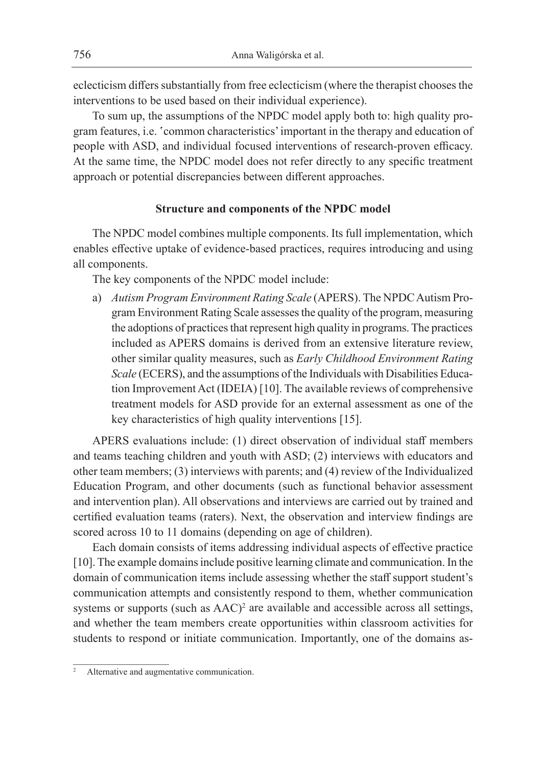eclecticism differs substantially from free eclecticism (where the therapist chooses the interventions to be used based on their individual experience).

To sum up, the assumptions of the NPDC model apply both to: high quality program features, i.e. ʽcommon characteristics' important in the therapy and education of people with ASD, and individual focused interventions of research-proven efficacy. At the same time, the NPDC model does not refer directly to any specific treatment approach or potential discrepancies between different approaches.

### Structure and components of the NPDC model

The NPDC model combines multiple components. Its full implementation, which enables effective uptake of evidence-based practices, requires introducing and using all components.

The key components of the NPDC model include:

a) *Autism Program Environment Rating Scale* (APERS). The NPDC Autism Program Environment Rating Scale assesses the quality of the program, measuring the adoptions of practices that represent high quality in programs. The practices included as APERS domains is derived from an extensive literature review, other similar quality measures, such as *Early Childhood Environment Rating Scale* (ECERS), and the assumptions of the Individuals with Disabilities Education Improvement Act (IDEIA) [10]. The available reviews of comprehensive treatment models for ASD provide for an external assessment as one of the key characteristics of high quality interventions [15].

APERS evaluations include: (1) direct observation of individual staff members and teams teaching children and youth with ASD; (2) interviews with educators and other team members; (3) interviews with parents; and (4) review of the Individualized Education Program, and other documents (such as functional behavior assessment and intervention plan). All observations and interviews are carried out by trained and certified evaluation teams (raters). Next, the observation and interview findings are scored across 10 to 11 domains (depending on age of children).

Each domain consists of items addressing individual aspects of effective practice [10]. The example domains include positive learning climate and communication. In the domain of communication items include assessing whether the staff support student's communication attempts and consistently respond to them, whether communication systems or supports (such as AAC)[2] are available and accessible across all settings, and whether the team members create opportunities within classroom activities for students to respond or initiate communication. Importantly, one of the domains as-

[2] Alternative and augmentative communication.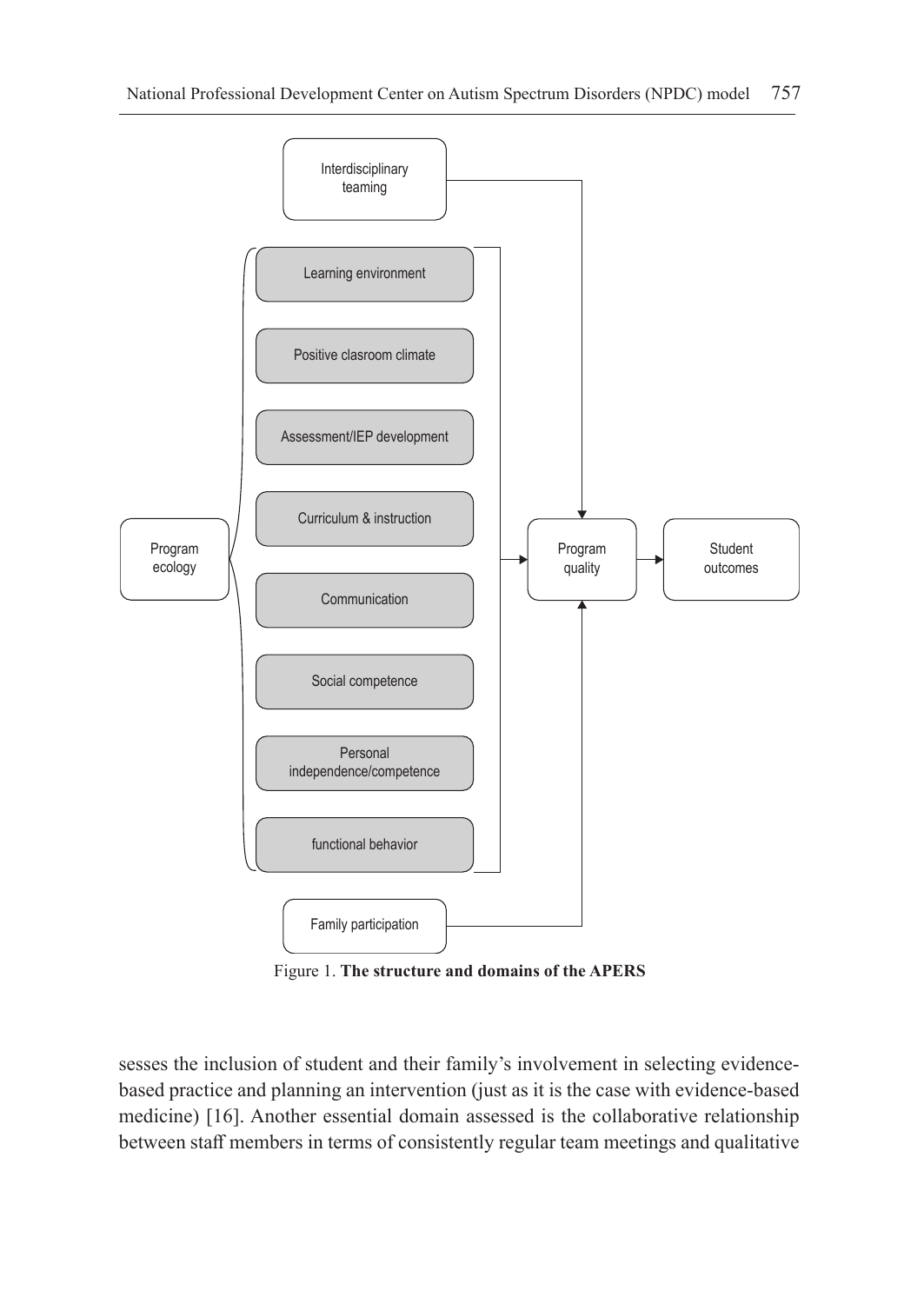Figure 1. **The structure and domains of the APERS**

sesses the inclusion of student and their family's involvement in selecting evidence-based practice and planning an intervention (just as it is the case with evidence-based medicine) [16]. Another essential domain assessed is the collaborative relationship between staff members in terms of consistently regular team meetings and qualitative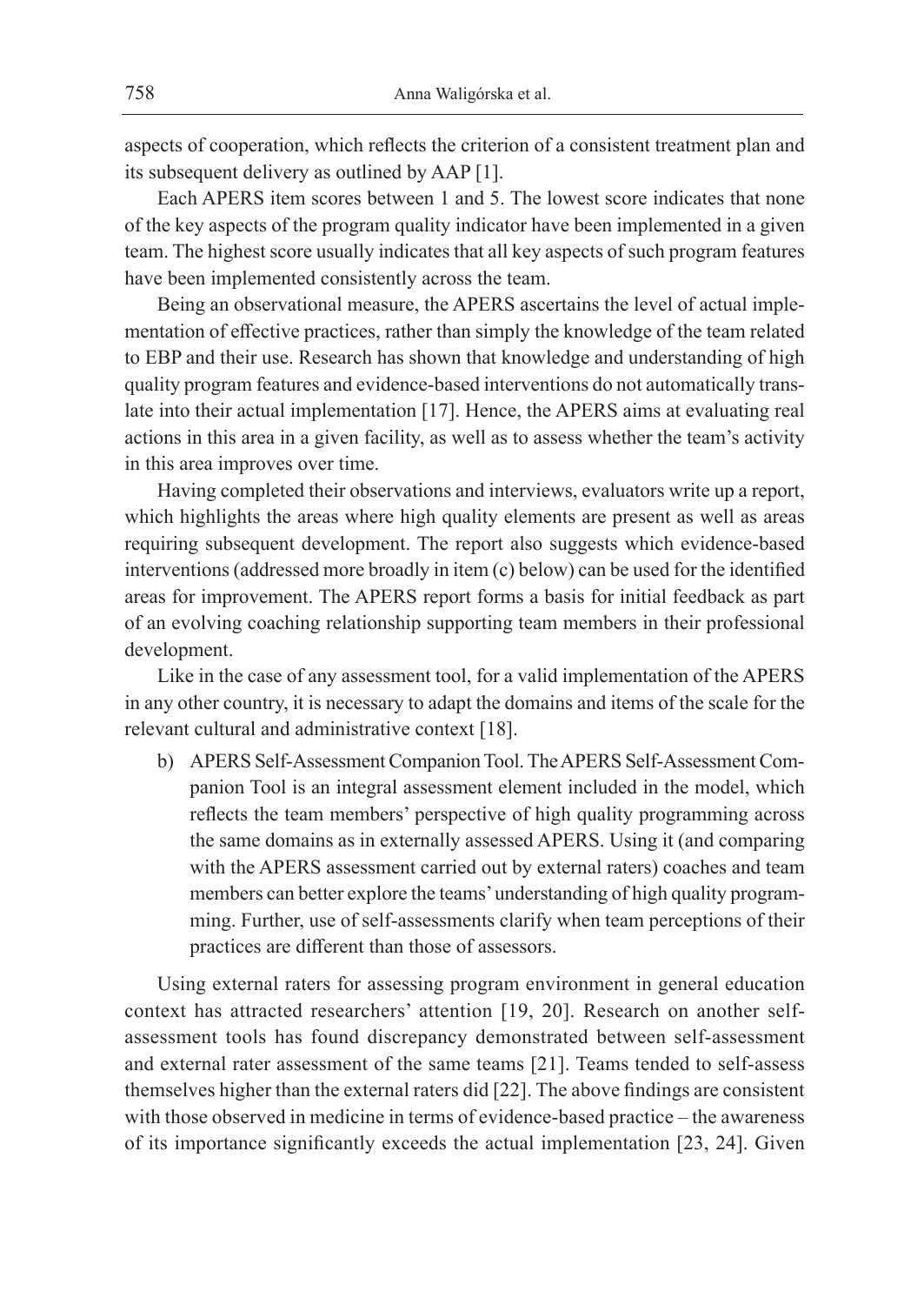aspects of cooperation, which reflects the criterion of a consistent treatment plan and its subsequent delivery as outlined by AAP [1].

Each APERS item scores between 1 and 5. The lowest score indicates that none of the key aspects of the program quality indicator have been implemented in a given team. The highest score usually indicates that all key aspects of such program features have been implemented consistently across the team.

Being an observational measure, the APERS ascertains the level of actual implementation of effective practices, rather than simply the knowledge of the team related to EBP and their use. Research has shown that knowledge and understanding of high quality program features and evidence-based interventions do not automatically translate into their actual implementation [17]. Hence, the APERS aims at evaluating real actions in this area in a given facility, as well as to assess whether the team's activity in this area improves over time.

Having completed their observations and interviews, evaluators write up a report, which highlights the areas where high quality elements are present as well as areas requiring subsequent development. The report also suggests which evidence-based interventions (addressed more broadly in item (c) below) can be used for the identified areas for improvement. The APERS report forms a basis for initial feedback as part of an evolving coaching relationship supporting team members in their professional development.

Like in the case of any assessment tool, for a valid implementation of the APERS in any other country, it is necessary to adapt the domains and items of the scale for the relevant cultural and administrative context [18].

b) APERS Self-Assessment Companion Tool. The APERS Self-Assessment Companion Tool is an integral assessment element included in the model, which reflects the team members' perspective of high quality programming across the same domains as in externally assessed APERS. Using it (and comparing with the APERS assessment carried out by external raters) coaches and team members can better explore the teams' understanding of high quality programming. Further, use of self-assessments clarify when team perceptions of their practices are different than those of assessors.

Using external raters for assessing program environment in general education context has attracted researchers' attention [19, 20]. Research on another self-assessment tools has found discrepancy demonstrated between self-assessment and external rater assessment of the same teams [21]. Teams tended to self-assess themselves higher than the external raters did [22]. The above findings are consistent with those observed in medicine in terms of evidence-based practice – the awareness of its importance significantly exceeds the actual implementation [23, 24]. Given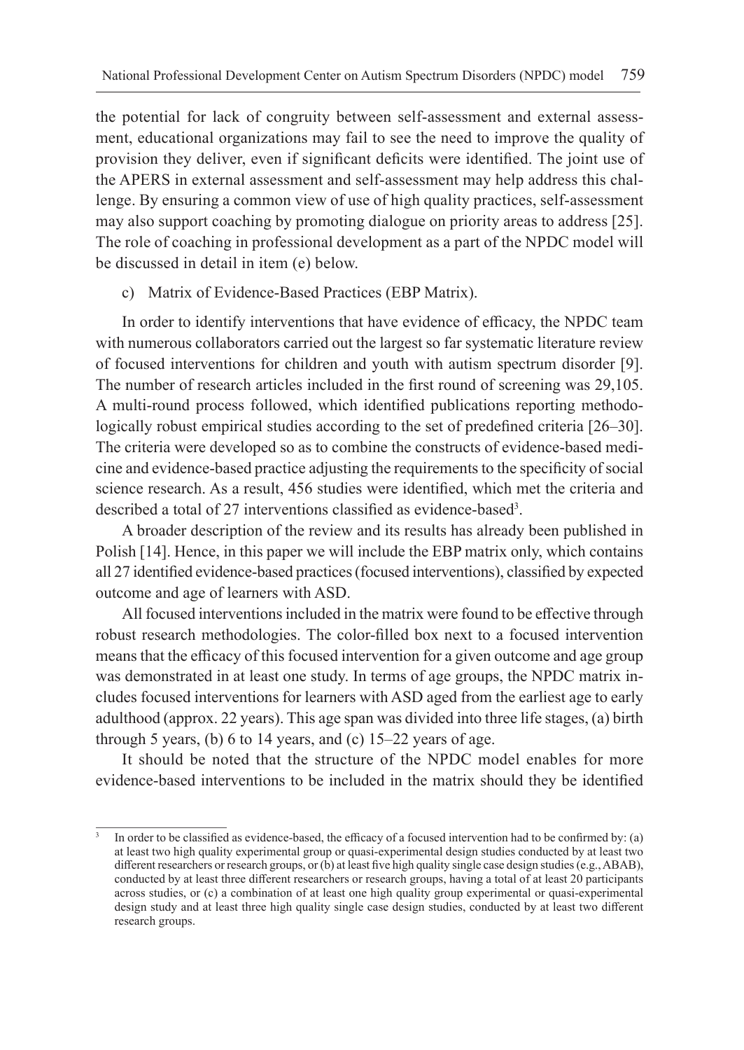the potential for lack of congruity between self-assessment and external assessment, educational organizations may fail to see the need to improve the quality of provision they deliver, even if significant deficits were identified. The joint use of the APERS in external assessment and self-assessment may help address this challenge. By ensuring a common view of use of high quality practices, self-assessment may also support coaching by promoting dialogue on priority areas to address [25]. The role of coaching in professional development as a part of the NPDC model will be discussed in detail in item (e) below.

c) Matrix of Evidence-Based Practices (EBP Matrix).

In order to identify interventions that have evidence of efficacy, the NPDC team with numerous collaborators carried out the largest so far systematic literature review of focused interventions for children and youth with autism spectrum disorder [9]. The number of research articles included in the first round of screening was 29,105. A multi-round process followed, which identified publications reporting methodologically robust empirical studies according to the set of predefined criteria [26–30]. The criteria were developed so as to combine the constructs of evidence-based medicine and evidence-based practice adjusting the requirements to the specificity of social science research. As a result, 456 studies were identified, which met the criteria and described a total of 27 interventions classified as evidence-based[3].

A broader description of the review and its results has already been published in Polish [14]. Hence, in this paper we will include the EBP matrix only, which contains all 27 identified evidence-based practices (focused interventions), classified by expected outcome and age of learners with ASD.

All focused interventions included in the matrix were found to be effective through robust research methodologies. The color-filled box next to a focused intervention means that the efficacy of this focused intervention for a given outcome and age group was demonstrated in at least one study. In terms of age groups, the NPDC matrix includes focused interventions for learners with ASD aged from the earliest age to early adulthood (approx. 22 years). This age span was divided into three life stages, (a) birth through 5 years, (b) 6 to 14 years, and (c) 15–22 years of age.

It should be noted that the structure of the NPDC model enables for more evidence-based interventions to be included in the matrix should they be identified

[3] In order to be classified as evidence-based, the efficacy of a focused intervention had to be confirmed by: (a) at least two high quality experimental group or quasi-experimental design studies conducted by at least two different researchers or research groups, or (b) at least five high quality single case design studies (e.g., ABAB), conducted by at least three different researchers or research groups, having a total of at least 20 participants across studies, or (c) a combination of at least one high quality group experimental or quasi-experimental design study and at least three high quality single case design studies, conducted by at least two different research groups.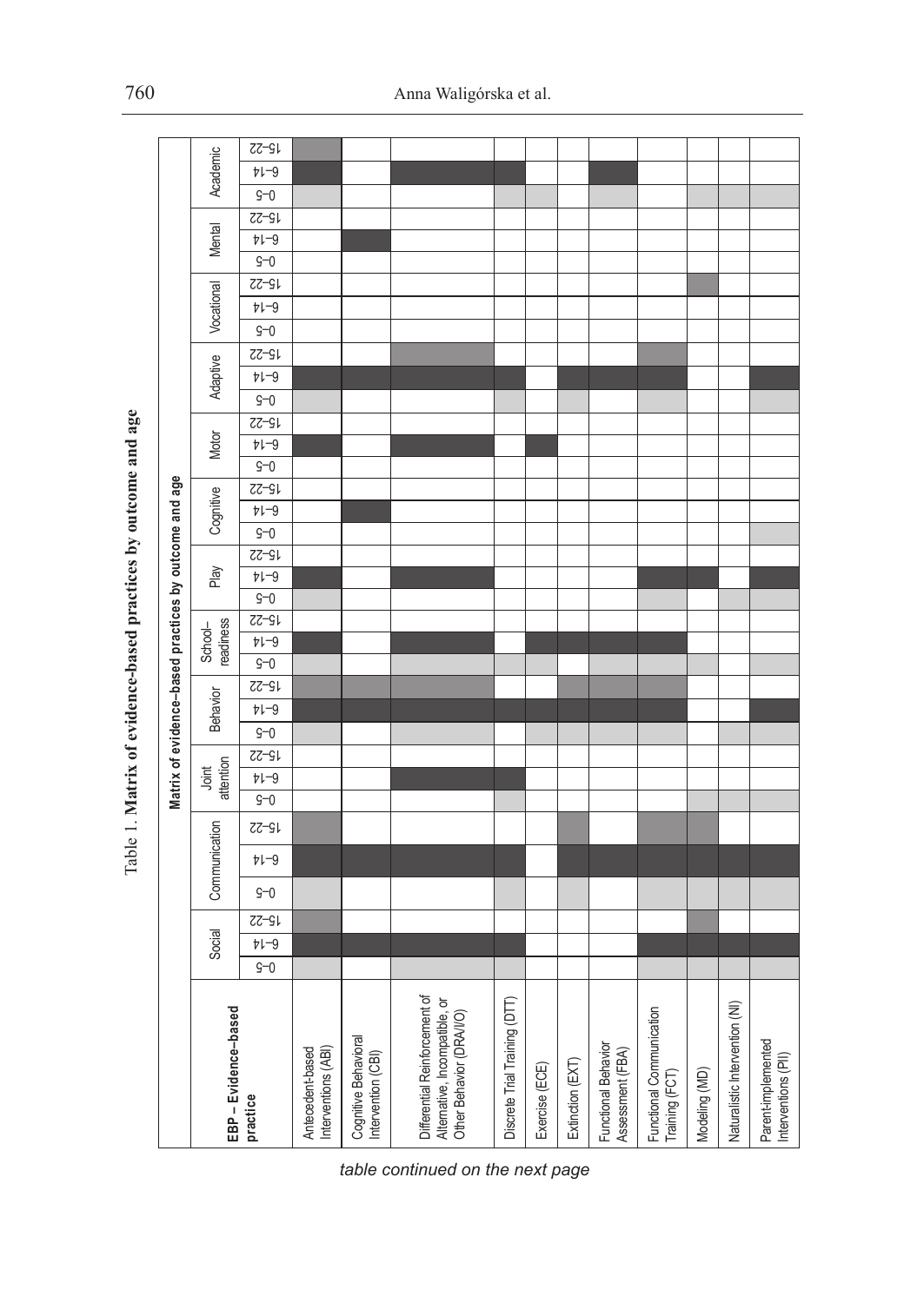Table 1. **Matrix of evidence-based practices by outcome and age**

| EBP – Evidence-based practice | Social | | | Communication | | | Joint attention | | | Behavior | | | School-readiness | | | Play | | | Cognitive | | | Motor | | | Adaptive | | | Vocational | | | Mental | | | Academic | | |
|---|---|---|---|---|---|---|---|---|---|---|---|---|---|---|---|---|---|---|---|---|---|---|---|---|---|---|---|---|---|---|---|---|---|---|---|---|---|---|---|---|---|
| | 0–5 | 6–14 | 15–22 | 0–5 | 6–14 | 15–22 | 0–5 | 6–14 | 15–22 | 0–5 | 6–14 | 15–22 | 0–5 | 6–14 | 15–22 | 0–5 | 6–14 | 15–22 | 0–5 | 6–14 | 15–22 | 0–5 | 6–14 | 15–22 | 0–5 | 6–14 | 15–22 | 0–5 | 6–14 | 15–22 | 0–5 | 6–14 | 15–22 | 0–5 | 6–14 | 15–22 |
| Antecedent-based Interventions (ABI) | ■ | ■ | ■ | ■ | ■ | ■ | | | | ■ | ■ | ■ | ■ | ■ | | ■ | ■ | | | | | | ■ | | ■ | ■ | | | | | | | | ■ | ■ | ■ |
| Cognitive Behavioral Intervention (CBI) | | ■ | | | ■ | | | | | | ■ | ■ | | | | | | | | ■ | | | | | | ■ | | | | | | ■ | | | | |
| Differential Reinforcement of Alternative, Incompatible, or Other Behavior (DRA/I/O) | ■ | ■ | | | ■ | | | ■ | | ■ | ■ | ■ | ■ | ■ | | | ■ | | | | | | ■ | | | ■ | ■ | | | | | | | | ■ | |
| Discrete Trial Training (DTT) | ■ | ■ | | ■ | ■ | | ■ | ■ | | ■ | ■ | | ■ | | | | | | | | | | | | ■ | ■ | | | | | | | | ■ | ■ | |
| Exercise (ECE) | | | | | | | | | | ■ | ■ | | ■ | ■ | | | | | | | | | ■ | | | | | | | | | | | ■ | | |
| Extinction (EXT) | | | | ■ | ■ | ■ | | | | ■ | ■ | ■ | | ■ | | | | | | | | | | | ■ | ■ | | | | | | | | | | |
| Functional Behavior Assessment (FBA) | | | | | ■ | | | | | ■ | ■ | ■ | ■ | ■ | | | | | | | | | | | | ■ | | | | | | | | ■ | ■ | |
| Functional Communication Training (FCT) | ■ | ■ | | ■ | ■ | ■ | | | | ■ | ■ | ■ | ■ | ■ | | ■ | ■ | | | | | | | | ■ | ■ | ■ | | | | | | | | | |
| Modeling (MD) | ■ | ■ | ■ | ■ | ■ | ■ | ■ | | | | | | ■ | | | | ■ | | | | | | | | | | | | | ■ | | | | ■ | | |
| Naturalistic Intervention (NI) | ■ | ■ | | ■ | ■ | | ■ | | | ■ | | | | | | ■ | | | | | | | | | | | | | | | | | | ■ | | |
| Parent-implemented Interventions (PII) | ■ | ■ | | ■ | ■ | | ■ | | | ■ | ■ | | ■ | | | ■ | ■ | | ■ | | | | | | ■ | ■ | | | | | | | | ■ | | |

*table continued on the next page*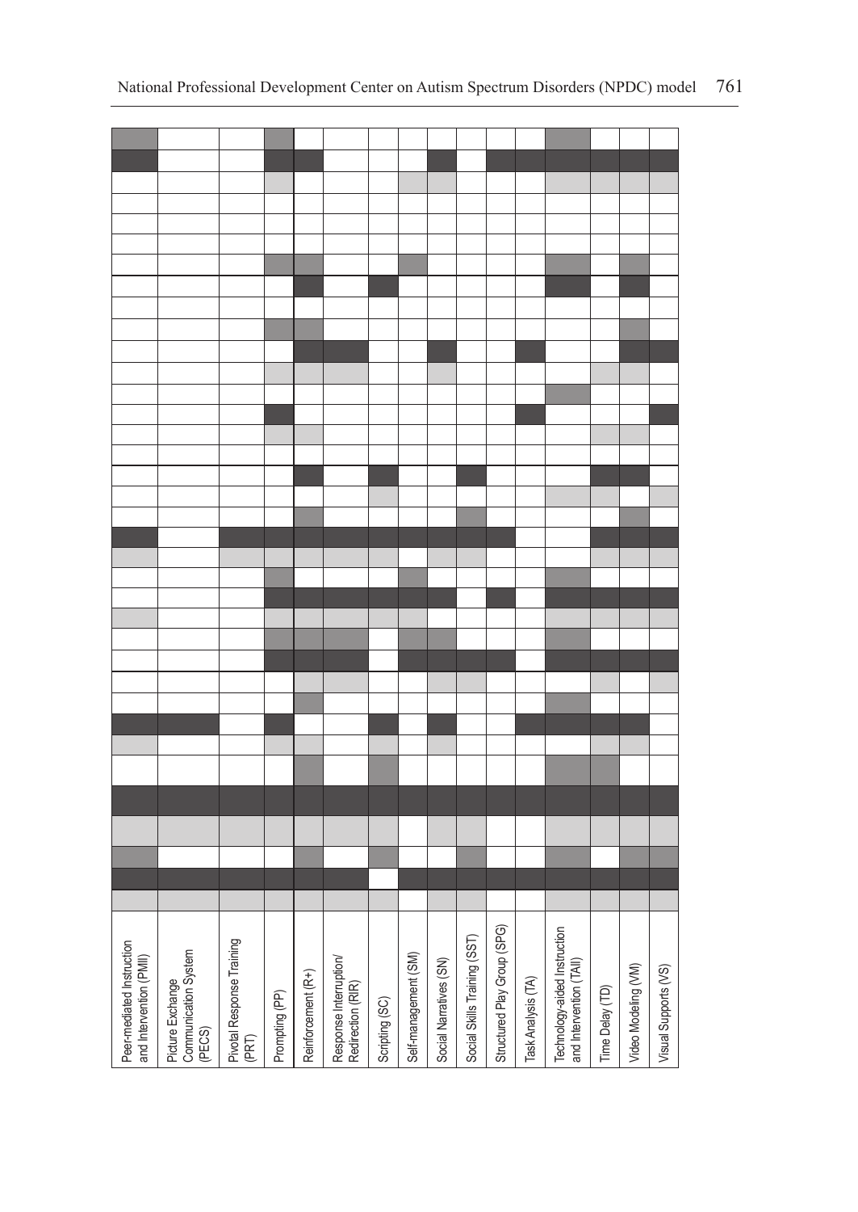| Peer-mediated Instruction and Intervention (PMII) | Picture Exchange Communication System (PECS) | Pivotal Response Training (PRT) | Prompting (PP) | Reinforcement (R+) | Response Interruption/ Redirection (RIR) | Scripting (SC) | Self-management (SM) | Social Narratives (SN) | Social Skills Training (SST) | Structured Play Group (SPG) | Task Analysis (TA) | Technology-aided Instruction and Intervention (TAII) | Time Delay (TD) | Video Modeling (VM) | Visual Supports (VS) |
|---|---|---|---|---|---|---|---|---|---|---|---|---|---|---|---|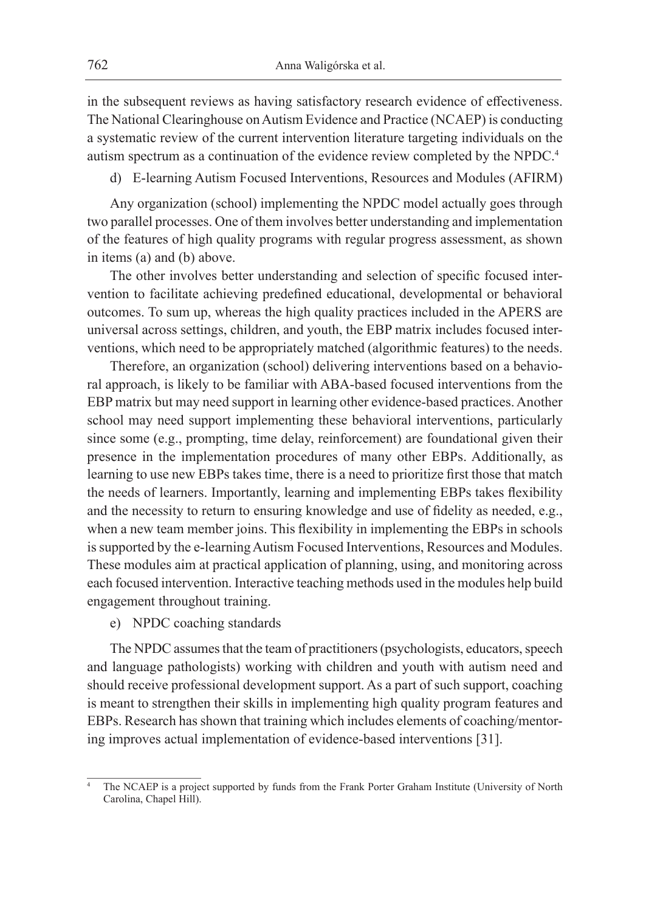in the subsequent reviews as having satisfactory research evidence of effectiveness. The National Clearinghouse on Autism Evidence and Practice (NCAEP) is conducting a systematic review of the current intervention literature targeting individuals on the autism spectrum as a continuation of the evidence review completed by the NPDC.[4]

d) E-learning Autism Focused Interventions, Resources and Modules (AFIRM)

Any organization (school) implementing the NPDC model actually goes through two parallel processes. One of them involves better understanding and implementation of the features of high quality programs with regular progress assessment, as shown in items (a) and (b) above.

The other involves better understanding and selection of specific focused intervention to facilitate achieving predefined educational, developmental or behavioral outcomes. To sum up, whereas the high quality practices included in the APERS are universal across settings, children, and youth, the EBP matrix includes focused interventions, which need to be appropriately matched (algorithmic features) to the needs.

Therefore, an organization (school) delivering interventions based on a behavioral approach, is likely to be familiar with ABA-based focused interventions from the EBP matrix but may need support in learning other evidence-based practices. Another school may need support implementing these behavioral interventions, particularly since some (e.g., prompting, time delay, reinforcement) are foundational given their presence in the implementation procedures of many other EBPs. Additionally, as learning to use new EBPs takes time, there is a need to prioritize first those that match the needs of learners. Importantly, learning and implementing EBPs takes flexibility and the necessity to return to ensuring knowledge and use of fidelity as needed, e.g., when a new team member joins. This flexibility in implementing the EBPs in schools is supported by the e-learning Autism Focused Interventions, Resources and Modules. These modules aim at practical application of planning, using, and monitoring across each focused intervention. Interactive teaching methods used in the modules help build engagement throughout training.

e) NPDC coaching standards

The NPDC assumes that the team of practitioners (psychologists, educators, speech and language pathologists) working with children and youth with autism need and should receive professional development support. As a part of such support, coaching is meant to strengthen their skills in implementing high quality program features and EBPs. Research has shown that training which includes elements of coaching/mentoring improves actual implementation of evidence-based interventions [31].

[4] The NCAEP is a project supported by funds from the Frank Porter Graham Institute (University of North Carolina, Chapel Hill).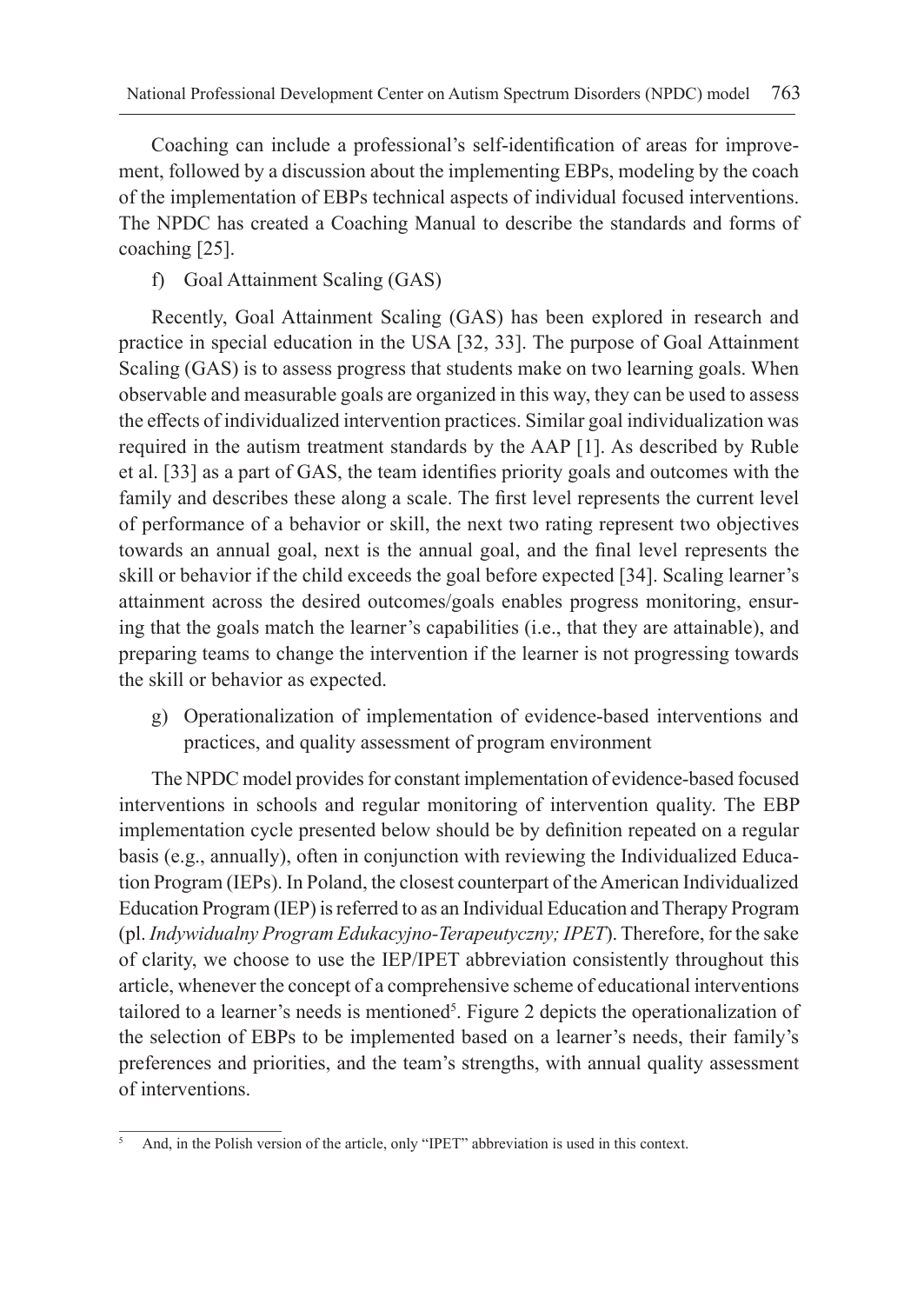Coaching can include a professional's self-identification of areas for improvement, followed by a discussion about the implementing EBPs, modeling by the coach of the implementation of EBPs technical aspects of individual focused interventions. The NPDC has created a Coaching Manual to describe the standards and forms of coaching [25].

f) Goal Attainment Scaling (GAS)

Recently, Goal Attainment Scaling (GAS) has been explored in research and practice in special education in the USA [32, 33]. The purpose of Goal Attainment Scaling (GAS) is to assess progress that students make on two learning goals. When observable and measurable goals are organized in this way, they can be used to assess the effects of individualized intervention practices. Similar goal individualization was required in the autism treatment standards by the AAP [1]. As described by Ruble et al. [33] as a part of GAS, the team identifies priority goals and outcomes with the family and describes these along a scale. The first level represents the current level of performance of a behavior or skill, the next two rating represent two objectives towards an annual goal, next is the annual goal, and the final level represents the skill or behavior if the child exceeds the goal before expected [34]. Scaling learner's attainment across the desired outcomes/goals enables progress monitoring, ensuring that the goals match the learner's capabilities (i.e., that they are attainable), and preparing teams to change the intervention if the learner is not progressing towards the skill or behavior as expected.

g) Operationalization of implementation of evidence-based interventions and practices, and quality assessment of program environment

The NPDC model provides for constant implementation of evidence-based focused interventions in schools and regular monitoring of intervention quality. The EBP implementation cycle presented below should be by definition repeated on a regular basis (e.g., annually), often in conjunction with reviewing the Individualized Education Program (IEPs). In Poland, the closest counterpart of the American Individualized Education Program (IEP) is referred to as an Individual Education and Therapy Program (pl. *Indywidualny Program Edukacyjno-Terapeutyczny; IPET*). Therefore, for the sake of clarity, we choose to use the IEP/IPET abbreviation consistently throughout this article, whenever the concept of a comprehensive scheme of educational interventions tailored to a learner's needs is mentioned[5]. Figure 2 depicts the operationalization of the selection of EBPs to be implemented based on a learner's needs, their family's preferences and priorities, and the team's strengths, with annual quality assessment of interventions.

[5] And, in the Polish version of the article, only "IPET" abbreviation is used in this context.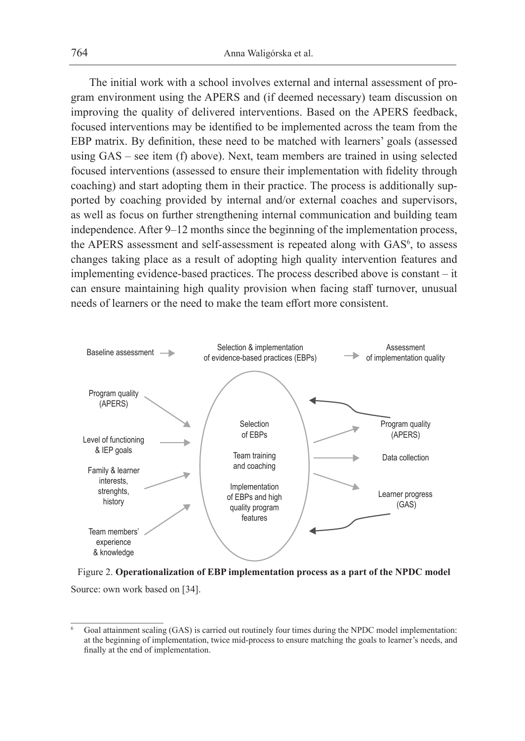The initial work with a school involves external and internal assessment of program environment using the APERS and (if deemed necessary) team discussion on improving the quality of delivered interventions. Based on the APERS feedback, focused interventions may be identified to be implemented across the team from the EBP matrix. By definition, these need to be matched with learners' goals (assessed using GAS – see item (f) above). Next, team members are trained in using selected focused interventions (assessed to ensure their implementation with fidelity through coaching) and start adopting them in their practice. The process is additionally supported by coaching provided by internal and/or external coaches and supervisors, as well as focus on further strengthening internal communication and building team independence. After 9–12 months since the beginning of the implementation process, the APERS assessment and self-assessment is repeated along with GAS[6], to assess changes taking place as a result of adopting high quality intervention features and implementing evidence-based practices. The process described above is constant – it can ensure maintaining high quality provision when facing staff turnover, unusual needs of learners or the need to make the team effort more consistent.

Baseline assessment → Selection & implementation of evidence-based practices (EBPs) → Assessment of implementation quality

Program quality (APERS)

Level of functioning & IEP goals

Family & learner interests, strenghts, history

Team members' experience & knowledge

Selection of EBPs

Team training and coaching

Implementation of EBPs and high quality program features

Program quality (APERS)

Data collection

Learner progress (GAS)

Figure 2. **Operationalization of EBP implementation process as a part of the NPDC model**

Source: own work based on [34].

[6] Goal attainment scaling (GAS) is carried out routinely four times during the NPDC model implementation: at the beginning of implementation, twice mid-process to ensure matching the goals to learner's needs, and finally at the end of implementation.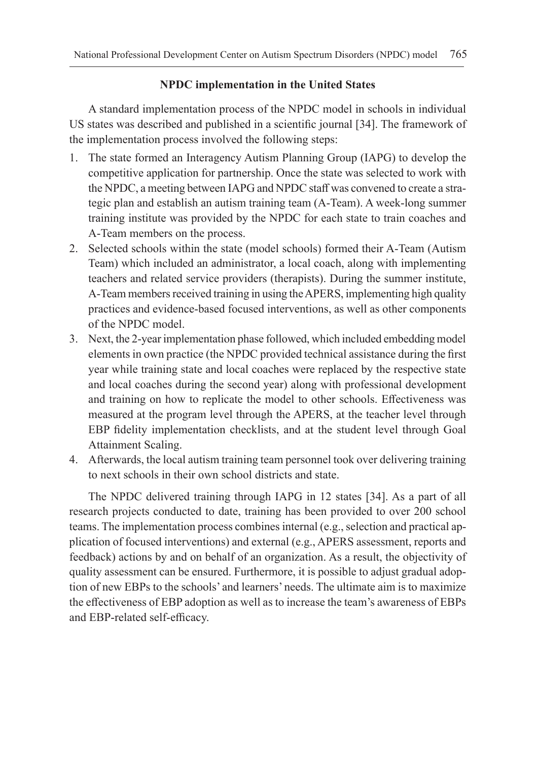### NPDC implementation in the United States

A standard implementation process of the NPDC model in schools in individual US states was described and published in a scientific journal [34]. The framework of the implementation process involved the following steps:

1. The state formed an Interagency Autism Planning Group (IAPG) to develop the competitive application for partnership. Once the state was selected to work with the NPDC, a meeting between IAPG and NPDC staff was convened to create a strategic plan and establish an autism training team (A-Team). A week-long summer training institute was provided by the NPDC for each state to train coaches and A-Team members on the process.
2. Selected schools within the state (model schools) formed their A-Team (Autism Team) which included an administrator, a local coach, along with implementing teachers and related service providers (therapists). During the summer institute, A-Team members received training in using the APERS, implementing high quality practices and evidence-based focused interventions, as well as other components of the NPDC model.
3. Next, the 2-year implementation phase followed, which included embedding model elements in own practice (the NPDC provided technical assistance during the first year while training state and local coaches were replaced by the respective state and local coaches during the second year) along with professional development and training on how to replicate the model to other schools. Effectiveness was measured at the program level through the APERS, at the teacher level through EBP fidelity implementation checklists, and at the student level through Goal Attainment Scaling.
4. Afterwards, the local autism training team personnel took over delivering training to next schools in their own school districts and state.

The NPDC delivered training through IAPG in 12 states [34]. As a part of all research projects conducted to date, training has been provided to over 200 school teams. The implementation process combines internal (e.g., selection and practical application of focused interventions) and external (e.g., APERS assessment, reports and feedback) actions by and on behalf of an organization. As a result, the objectivity of quality assessment can be ensured. Furthermore, it is possible to adjust gradual adoption of new EBPs to the schools' and learners' needs. The ultimate aim is to maximize the effectiveness of EBP adoption as well as to increase the team's awareness of EBPs and EBP-related self-efficacy.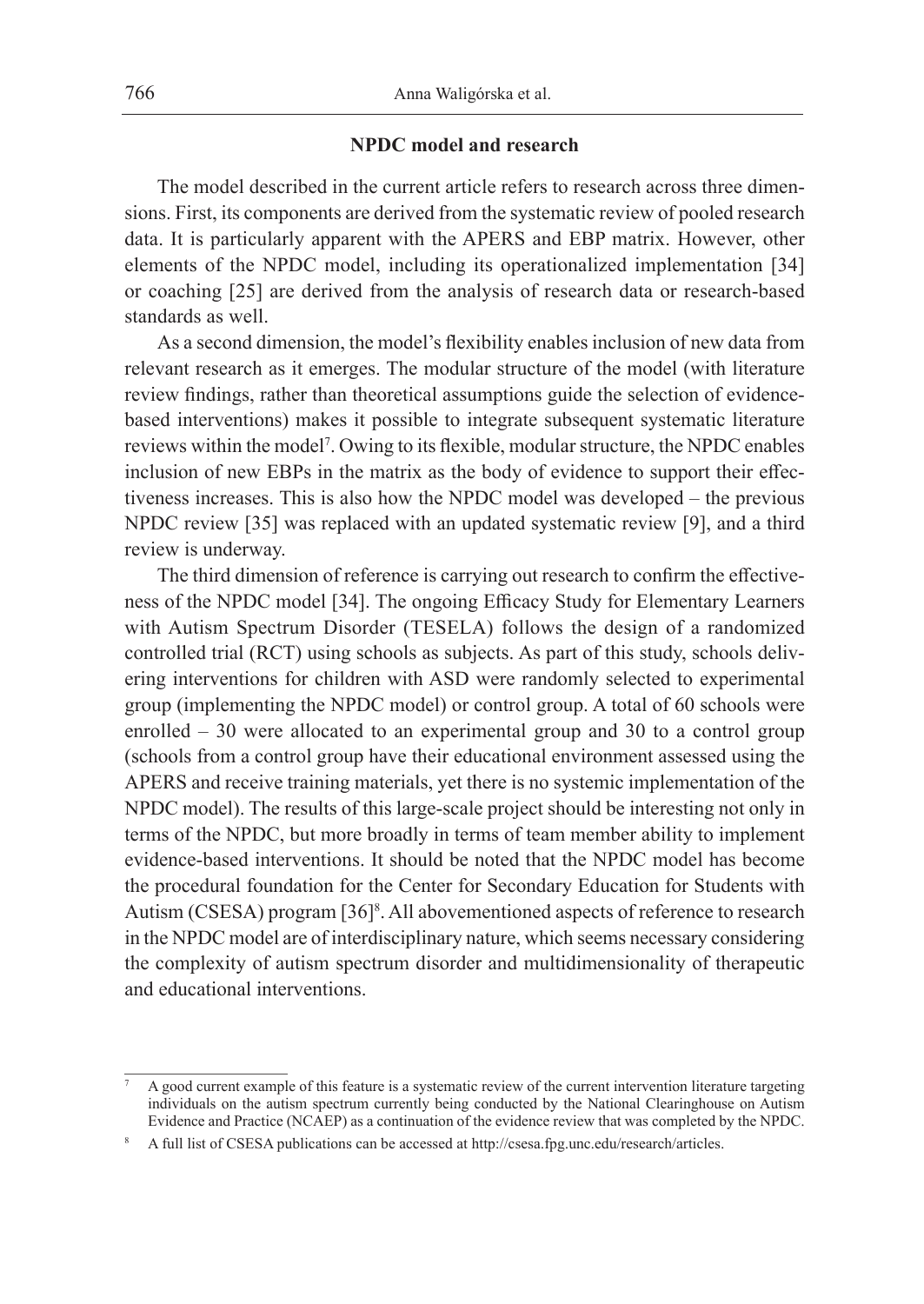## NPDC model and research

The model described in the current article refers to research across three dimensions. First, its components are derived from the systematic review of pooled research data. It is particularly apparent with the APERS and EBP matrix. However, other elements of the NPDC model, including its operationalized implementation [34] or coaching [25] are derived from the analysis of research data or research-based standards as well.

As a second dimension, the model's flexibility enables inclusion of new data from relevant research as it emerges. The modular structure of the model (with literature review findings, rather than theoretical assumptions guide the selection of evidence-based interventions) makes it possible to integrate subsequent systematic literature reviews within the model[7]. Owing to its flexible, modular structure, the NPDC enables inclusion of new EBPs in the matrix as the body of evidence to support their effectiveness increases. This is also how the NPDC model was developed – the previous NPDC review [35] was replaced with an updated systematic review [9], and a third review is underway.

The third dimension of reference is carrying out research to confirm the effectiveness of the NPDC model [34]. The ongoing Efficacy Study for Elementary Learners with Autism Spectrum Disorder (TESELA) follows the design of a randomized controlled trial (RCT) using schools as subjects. As part of this study, schools delivering interventions for children with ASD were randomly selected to experimental group (implementing the NPDC model) or control group. A total of 60 schools were enrolled – 30 were allocated to an experimental group and 30 to a control group (schools from a control group have their educational environment assessed using the APERS and receive training materials, yet there is no systemic implementation of the NPDC model). The results of this large-scale project should be interesting not only in terms of the NPDC, but more broadly in terms of team member ability to implement evidence-based interventions. It should be noted that the NPDC model has become the procedural foundation for the Center for Secondary Education for Students with Autism (CSESA) program [36][8]. All abovementioned aspects of reference to research in the NPDC model are of interdisciplinary nature, which seems necessary considering the complexity of autism spectrum disorder and multidimensionality of therapeutic and educational interventions.

---

[7] A good current example of this feature is a systematic review of the current intervention literature targeting individuals on the autism spectrum currently being conducted by the National Clearinghouse on Autism Evidence and Practice (NCAEP) as a continuation of the evidence review that was completed by the NPDC.

[8] A full list of CSESA publications can be accessed at http://csesa.fpg.unc.edu/research/articles.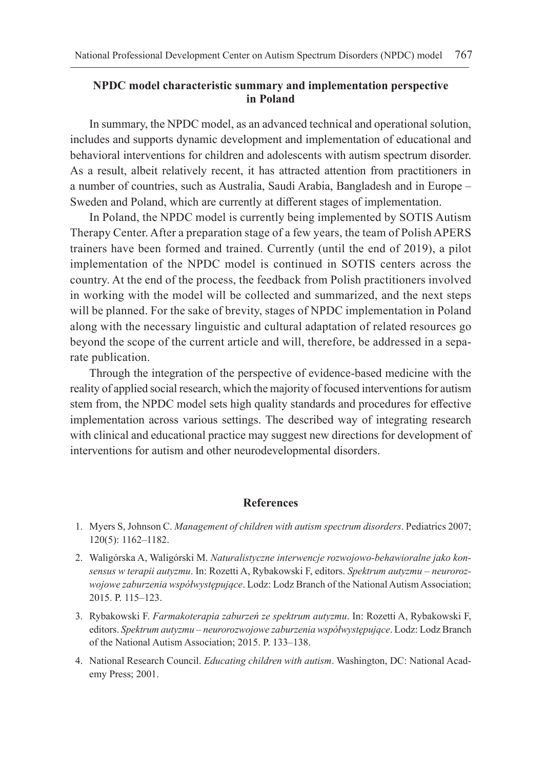## NPDC model characteristic summary and implementation perspective in Poland

In summary, the NPDC model, as an advanced technical and operational solution, includes and supports dynamic development and implementation of educational and behavioral interventions for children and adolescents with autism spectrum disorder. As a result, albeit relatively recent, it has attracted attention from practitioners in a number of countries, such as Australia, Saudi Arabia, Bangladesh and in Europe – Sweden and Poland, which are currently at different stages of implementation.

In Poland, the NPDC model is currently being implemented by SOTIS Autism Therapy Center. After a preparation stage of a few years, the team of Polish APERS trainers have been formed and trained. Currently (until the end of 2019), a pilot implementation of the NPDC model is continued in SOTIS centers across the country. At the end of the process, the feedback from Polish practitioners involved in working with the model will be collected and summarized, and the next steps will be planned. For the sake of brevity, stages of NPDC implementation in Poland along with the necessary linguistic and cultural adaptation of related resources go beyond the scope of the current article and will, therefore, be addressed in a separate publication.

Through the integration of the perspective of evidence-based medicine with the reality of applied social research, which the majority of focused interventions for autism stem from, the NPDC model sets high quality standards and procedures for effective implementation across various settings. The described way of integrating research with clinical and educational practice may suggest new directions for development of interventions for autism and other neurodevelopmental disorders.

## References

1. Myers S, Johnson C. *Management of children with autism spectrum disorders*. Pediatrics 2007; 120(5): 1162–1182.
2. Waligórska A, Waligórski M. *Naturalistyczne interwencje rozwojowo-behawioralne jako konsensus w terapii autyzmu*. In: Rozetti A, Rybakowski F, editors. *Spektrum autyzmu – neurorozwojowe zaburzenia współwystępujące*. Lodz: Lodz Branch of the National Autism Association; 2015. P. 115–123.
3. Rybakowski F. *Farmakoterapia zaburzeń ze spektrum autyzmu*. In: Rozetti A, Rybakowski F, editors. *Spektrum autyzmu – neurorozwojowe zaburzenia współwystępujące*. Lodz: Lodz Branch of the National Autism Association; 2015. P. 133–138.
4. National Research Council. *Educating children with autism*. Washington, DC: National Academy Press; 2001.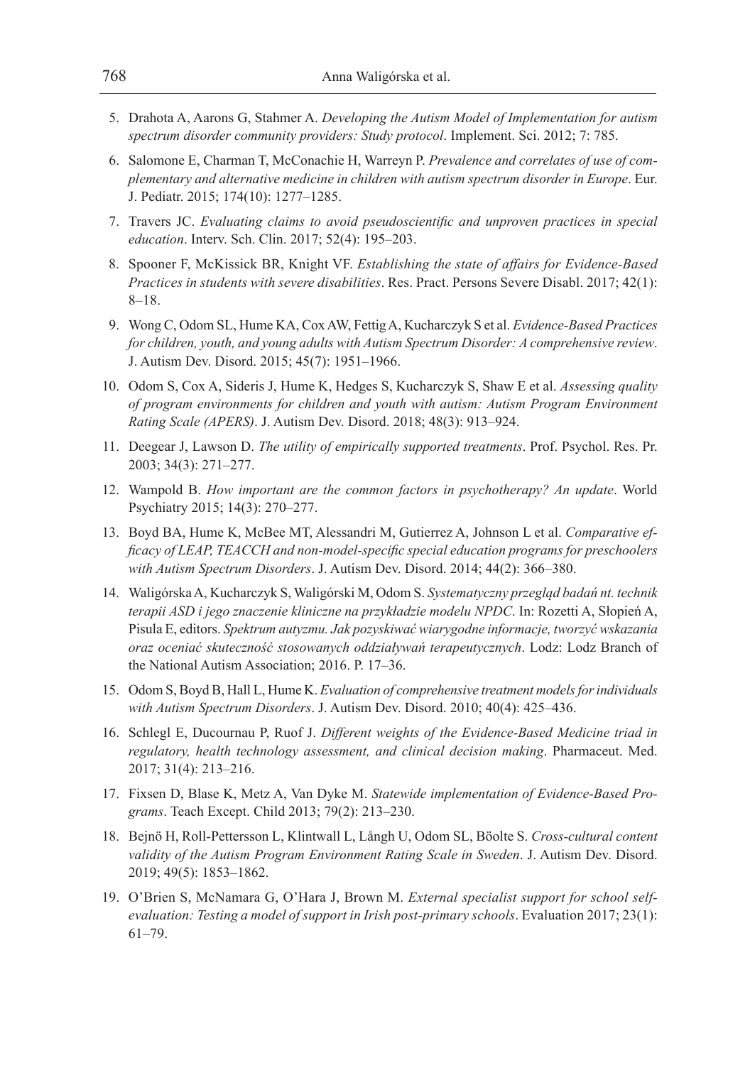5. Drahota A, Aarons G, Stahmer A. *Developing the Autism Model of Implementation for autism spectrum disorder community providers: Study protocol*. Implement. Sci. 2012; 7: 785.
6. Salomone E, Charman T, McConachie H, Warreyn P. *Prevalence and correlates of use of complementary and alternative medicine in children with autism spectrum disorder in Europe*. Eur. J. Pediatr. 2015; 174(10): 1277–1285.
7. Travers JC. *Evaluating claims to avoid pseudoscientific and unproven practices in special education*. Interv. Sch. Clin. 2017; 52(4): 195–203.
8. Spooner F, McKissick BR, Knight VF. *Establishing the state of affairs for Evidence-Based Practices in students with severe disabilities*. Res. Pract. Persons Severe Disabl. 2017; 42(1): 8–18.
9. Wong C, Odom SL, Hume KA, Cox AW, Fettig A, Kucharczyk S et al. *Evidence-Based Practices for children, youth, and young adults with Autism Spectrum Disorder: A comprehensive review*. J. Autism Dev. Disord. 2015; 45(7): 1951–1966.
10. Odom S, Cox A, Sideris J, Hume K, Hedges S, Kucharczyk S, Shaw E et al. *Assessing quality of program environments for children and youth with autism: Autism Program Environment Rating Scale (APERS)*. J. Autism Dev. Disord. 2018; 48(3): 913–924.
11. Deegear J, Lawson D. *The utility of empirically supported treatments*. Prof. Psychol. Res. Pr. 2003; 34(3): 271–277.
12. Wampold B. *How important are the common factors in psychotherapy? An update*. World Psychiatry 2015; 14(3): 270–277.
13. Boyd BA, Hume K, McBee MT, Alessandri M, Gutierrez A, Johnson L et al. *Comparative efficacy of LEAP, TEACCH and non-model-specific special education programs for preschoolers with Autism Spectrum Disorders*. J. Autism Dev. Disord. 2014; 44(2): 366–380.
14. Waligórska A, Kucharczyk S, Waligórski M, Odom S. *Systematyczny przegląd badań nt. technik terapii ASD i jego znaczenie kliniczne na przykładzie modelu NPDC*. In: Rozetti A, Słopień A, Pisula E, editors. *Spektrum autyzmu. Jak pozyskiwać wiarygodne informacje, tworzyć wskazania oraz oceniać skuteczność stosowanych oddziaływań terapeutycznych*. Lodz: Lodz Branch of the National Autism Association; 2016. P. 17–36.
15. Odom S, Boyd B, Hall L, Hume K. *Evaluation of comprehensive treatment models for individuals with Autism Spectrum Disorders*. J. Autism Dev. Disord. 2010; 40(4): 425–436.
16. Schlegl E, Ducournau P, Ruof J. *Different weights of the Evidence-Based Medicine triad in regulatory, health technology assessment, and clinical decision making*. Pharmaceut. Med. 2017; 31(4): 213–216.
17. Fixsen D, Blase K, Metz A, Van Dyke M. *Statewide implementation of Evidence-Based Programs*. Teach Except. Child 2013; 79(2): 213–230.
18. Bejnö H, Roll-Pettersson L, Klintwall L, Långh U, Odom SL, Böolte S. *Cross-cultural content validity of the Autism Program Environment Rating Scale in Sweden*. J. Autism Dev. Disord. 2019; 49(5): 1853–1862.
19. O'Brien S, McNamara G, O'Hara J, Brown M. *External specialist support for school self-evaluation: Testing a model of support in Irish post-primary schools*. Evaluation 2017; 23(1): 61–79.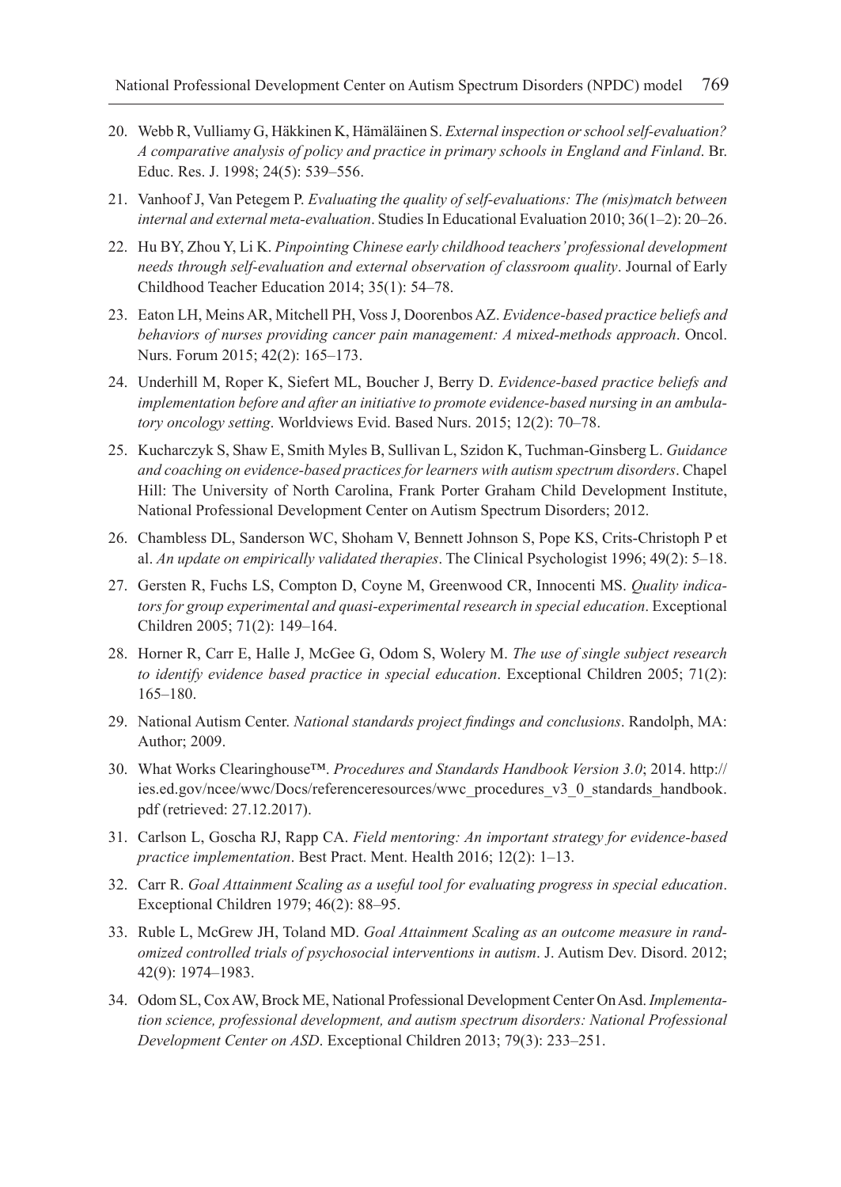20. Webb R, Vulliamy G, Häkkinen K, Hämäläinen S. *External inspection or school self-evaluation? A comparative analysis of policy and practice in primary schools in England and Finland*. Br. Educ. Res. J. 1998; 24(5): 539–556.
21. Vanhoof J, Van Petegem P. *Evaluating the quality of self-evaluations: The (mis)match between internal and external meta-evaluation*. Studies In Educational Evaluation 2010; 36(1–2): 20–26.
22. Hu BY, Zhou Y, Li K. *Pinpointing Chinese early childhood teachers' professional development needs through self-evaluation and external observation of classroom quality*. Journal of Early Childhood Teacher Education 2014; 35(1): 54–78.
23. Eaton LH, Meins AR, Mitchell PH, Voss J, Doorenbos AZ. *Evidence-based practice beliefs and behaviors of nurses providing cancer pain management: A mixed-methods approach*. Oncol. Nurs. Forum 2015; 42(2): 165–173.
24. Underhill M, Roper K, Siefert ML, Boucher J, Berry D. *Evidence-based practice beliefs and implementation before and after an initiative to promote evidence-based nursing in an ambulatory oncology setting*. Worldviews Evid. Based Nurs. 2015; 12(2): 70–78.
25. Kucharczyk S, Shaw E, Smith Myles B, Sullivan L, Szidon K, Tuchman-Ginsberg L. *Guidance and coaching on evidence-based practices for learners with autism spectrum disorders*. Chapel Hill: The University of North Carolina, Frank Porter Graham Child Development Institute, National Professional Development Center on Autism Spectrum Disorders; 2012.
26. Chambless DL, Sanderson WC, Shoham V, Bennett Johnson S, Pope KS, Crits-Christoph P et al. *An update on empirically validated therapies*. The Clinical Psychologist 1996; 49(2): 5–18.
27. Gersten R, Fuchs LS, Compton D, Coyne M, Greenwood CR, Innocenti MS. *Quality indicators for group experimental and quasi-experimental research in special education*. Exceptional Children 2005; 71(2): 149–164.
28. Horner R, Carr E, Halle J, McGee G, Odom S, Wolery M. *The use of single subject research to identify evidence based practice in special education*. Exceptional Children 2005; 71(2): 165–180.
29. National Autism Center. *National standards project findings and conclusions*. Randolph, MA: Author; 2009.
30. What Works Clearinghouse™. *Procedures and Standards Handbook Version 3.0*; 2014. http://ies.ed.gov/ncee/wwc/Docs/referenceresources/wwc_procedures_v3_0_standards_handbook.pdf (retrieved: 27.12.2017).
31. Carlson L, Goscha RJ, Rapp CA. *Field mentoring: An important strategy for evidence-based practice implementation*. Best Pract. Ment. Health 2016; 12(2): 1–13.
32. Carr R. *Goal Attainment Scaling as a useful tool for evaluating progress in special education*. Exceptional Children 1979; 46(2): 88–95.
33. Ruble L, McGrew JH, Toland MD. *Goal Attainment Scaling as an outcome measure in randomized controlled trials of psychosocial interventions in autism*. J. Autism Dev. Disord. 2012; 42(9): 1974–1983.
34. Odom SL, Cox AW, Brock ME, National Professional Development Center On Asd. *Implementation science, professional development, and autism spectrum disorders: National Professional Development Center on ASD*. Exceptional Children 2013; 79(3): 233–251.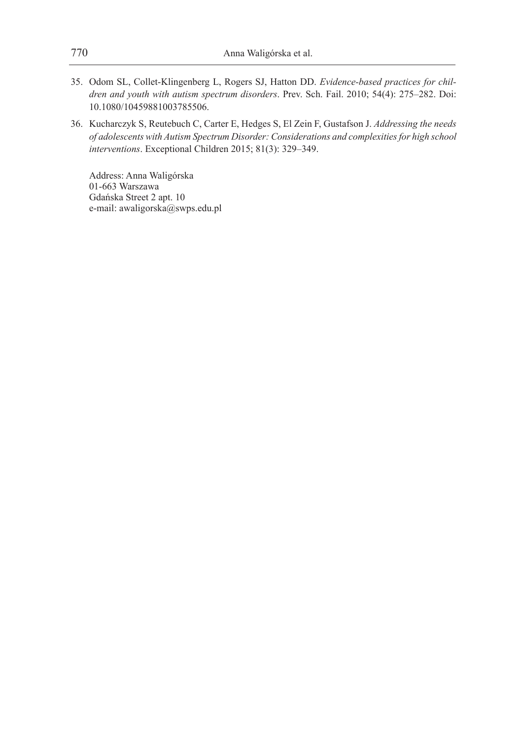35. Odom SL, Collet-Klingenberg L, Rogers SJ, Hatton DD. *Evidence-based practices for children and youth with autism spectrum disorders*. Prev. Sch. Fail. 2010; 54(4): 275–282. Doi: 10.1080/10459881003785506.

36. Kucharczyk S, Reutebuch C, Carter E, Hedges S, El Zein F, Gustafson J. *Addressing the needs of adolescents with Autism Spectrum Disorder: Considerations and complexities for high school interventions*. Exceptional Children 2015; 81(3): 329–349.

Address: Anna Waligórska
01-663 Warszawa
Gdańska Street 2 apt. 10
e-mail: awaligorska@swps.edu.pl